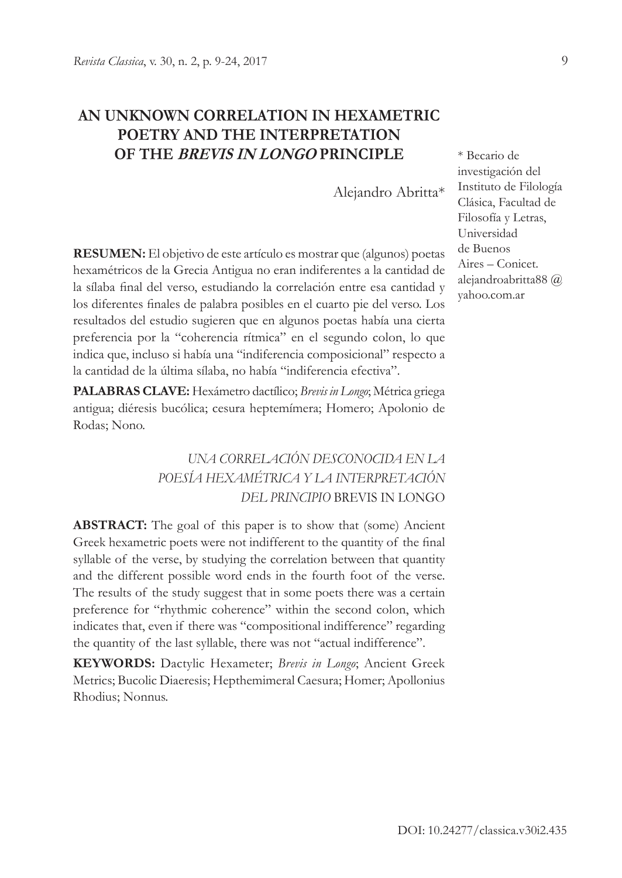# AN UNKNOWN CORRELATION IN HEXAMETRIC POETRY AND THE INTERPRETATION OF THE *BREVIS IN LONGO* PRINCIPLE

Alejandro Abritta*

\* Becario de investigación del Instituto de Filología Clásica, Facultad de Filosofía y Letras, Universidad de Buenos Aires – Conicet. alejandroabritta88 @ yahoo.com.ar

**RESUMEN:** El objetivo de este artículo es mostrar que (algunos) poetas hexamétricos de la Grecia Antigua no eran indiferentes a la cantidad de la sílaba final del verso, estudiando la correlación entre esa cantidad y los diferentes finales de palabra posibles en el cuarto pie del verso. Los resultados del estudio sugieren que en algunos poetas había una cierta preferencia por la "coherencia rítmica" en el segundo colon, lo que indica que, incluso si había una "indiferencia composicional" respecto a la cantidad de la última sílaba, no había "indiferencia efectiva".

**PALABRAS CLAVE:** Hexámetro dactílico; *Brevis in Longo*; Métrica griega antigua; diéresis bucólica; cesura heptemímera; Homero; Apolonio de Rodas; Nono.

*UNA CORRELACIÓN DESCONOCIDA EN LA POESÍA HEXAMÉTRICA Y LA INTERPRETACIÓN DEL PRINCIPIO* BREVIS IN LONGO

**ABSTRACT:** The goal of this paper is to show that (some) Ancient Greek hexametric poets were not indifferent to the quantity of the final syllable of the verse, by studying the correlation between that quantity and the different possible word ends in the fourth foot of the verse. The results of the study suggest that in some poets there was a certain preference for "rhythmic coherence" within the second colon, which indicates that, even if there was "compositional indifference" regarding the quantity of the last syllable, there was not "actual indifference".

**KEYWORDS:** Dactylic Hexameter; *Brevis in Longo*; Ancient Greek Metrics; Bucolic Diaeresis; Hepthemimeral Caesura; Homer; Apollonius Rhodius; Nonnus.

DOI: 10.24277/classica.v30i2.435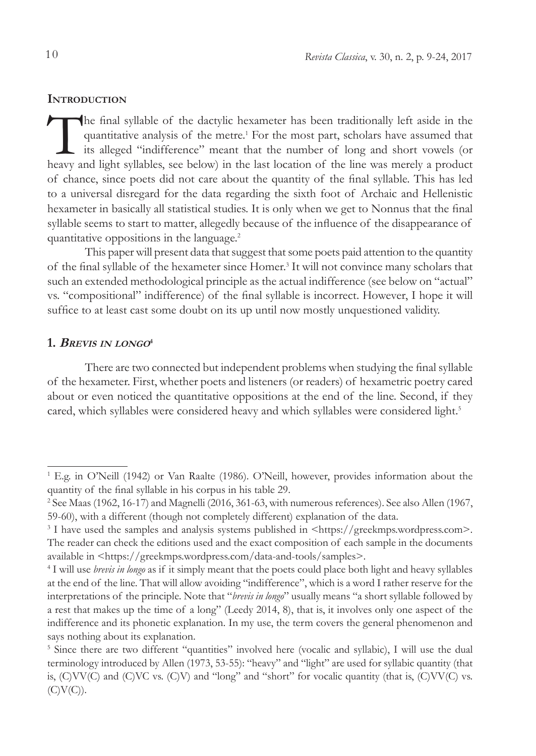## Introduction

The final syllable of the dactylic hexameter has been traditionally left aside in the quantitative analysis of the metre.[1] For the most part, scholars have assumed that its alleged "indifference" meant that the number of long and short vowels (or heavy and light syllables, see below) in the last location of the line was merely a product of chance, since poets did not care about the quantity of the final syllable. This has led to a universal disregard for the data regarding the sixth foot of Archaic and Hellenistic hexameter in basically all statistical studies. It is only when we get to Nonnus that the final syllable seems to start to matter, allegedly because of the influence of the disappearance of quantitative oppositions in the language.[2]

This paper will present data that suggest that some poets paid attention to the quantity of the final syllable of the hexameter since Homer.[3] It will not convince many scholars that such an extended methodological principle as the actual indifference (see below on "actual" vs. "compositional" indifference) of the final syllable is incorrect. However, I hope it will suffice to at least cast some doubt on its up until now mostly unquestioned validity.

## 1. *Brevis in longo*[4]

There are two connected but independent problems when studying the final syllable of the hexameter. First, whether poets and listeners (or readers) of hexametric poetry cared about or even noticed the quantitative oppositions at the end of the line. Second, if they cared, which syllables were considered heavy and which syllables were considered light.[5]

---

[1] E.g. in O'Neill (1942) or Van Raalte (1986). O'Neill, however, provides information about the quantity of the final syllable in his corpus in his table 29.

[2] See Maas (1962, 16-17) and Magnelli (2016, 361-63, with numerous references). See also Allen (1967, 59-60), with a different (though not completely different) explanation of the data.

[3] I have used the samples and analysis systems published in <https://greekmps.wordpress.com>. The reader can check the editions used and the exact composition of each sample in the documents available in <https://greekmps.wordpress.com/data-and-tools/samples>.

[4] I will use *brevis in longo* as if it simply meant that the poets could place both light and heavy syllables at the end of the line. That will allow avoiding "indifference", which is a word I rather reserve for the interpretations of the principle. Note that "*brevis in longo*" usually means "a short syllable followed by a rest that makes up the time of a long" (Leedy 2014, 8), that is, it involves only one aspect of the indifference and its phonetic explanation. In my use, the term covers the general phenomenon and says nothing about its explanation.

[5] Since there are two different "quantities" involved here (vocalic and syllabic), I will use the dual terminology introduced by Allen (1973, 53-55): "heavy" and "light" are used for syllabic quantity (that is, (C)VV(C) and (C)VC vs. (C)V) and "long" and "short" for vocalic quantity (that is, (C)VV(C) vs. (C)V(C)).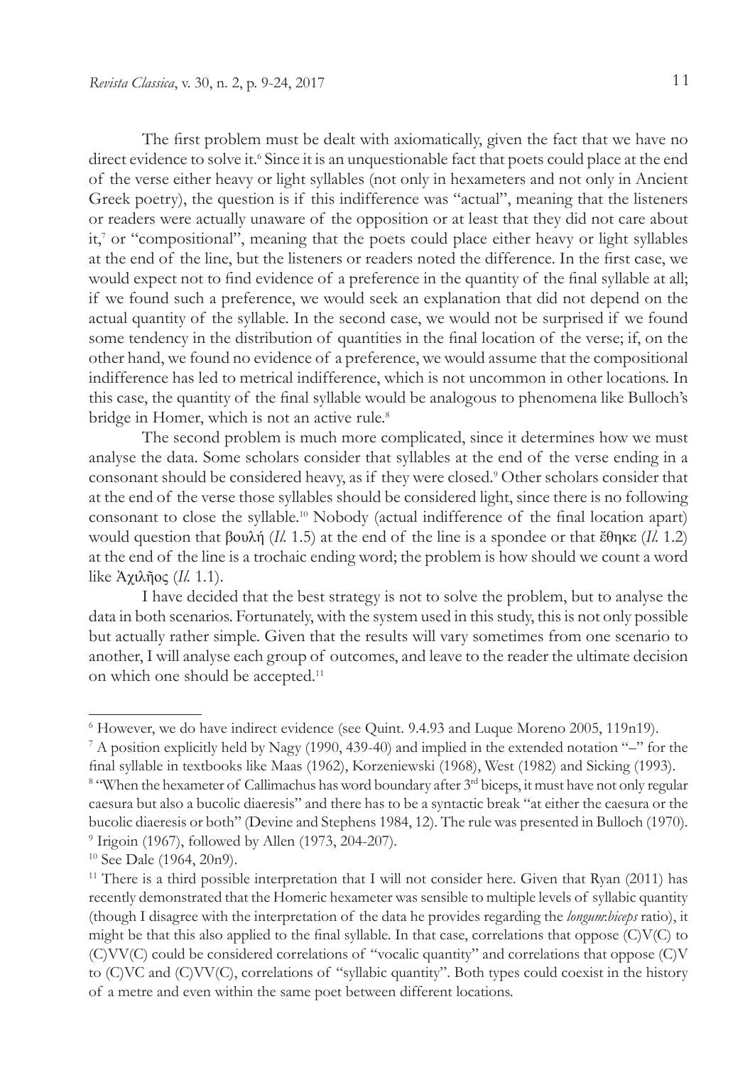The first problem must be dealt with axiomatically, given the fact that we have no direct evidence to solve it.[6] Since it is an unquestionable fact that poets could place at the end of the verse either heavy or light syllables (not only in hexameters and not only in Ancient Greek poetry), the question is if this indifference was "actual", meaning that the listeners or readers were actually unaware of the opposition or at least that they did not care about it,[7] or "compositional", meaning that the poets could place either heavy or light syllables at the end of the line, but the listeners or readers noted the difference. In the first case, we would expect not to find evidence of a preference in the quantity of the final syllable at all; if we found such a preference, we would seek an explanation that did not depend on the actual quantity of the syllable. In the second case, we would not be surprised if we found some tendency in the distribution of quantities in the final location of the verse; if, on the other hand, we found no evidence of a preference, we would assume that the compositional indifference has led to metrical indifference, which is not uncommon in other locations. In this case, the quantity of the final syllable would be analogous to phenomena like Bulloch's bridge in Homer, which is not an active rule.[8]

The second problem is much more complicated, since it determines how we must analyse the data. Some scholars consider that syllables at the end of the verse ending in a consonant should be considered heavy, as if they were closed.[9] Other scholars consider that at the end of the verse those syllables should be considered light, since there is no following consonant to close the syllable.[10] Nobody (actual indifference of the final location apart) would question that βουλή (*Il.* 1.5) at the end of the line is a spondee or that ἔθηκε (*Il.* 1.2) at the end of the line is a trochaic ending word; the problem is how should we count a word like Ἀχιλῆος (*Il.* 1.1).

I have decided that the best strategy is not to solve the problem, but to analyse the data in both scenarios. Fortunately, with the system used in this study, this is not only possible but actually rather simple. Given that the results will vary sometimes from one scenario to another, I will analyse each group of outcomes, and leave to the reader the ultimate decision on which one should be accepted.[11]

---

[6] However, we do have indirect evidence (see Quint. 9.4.93 and Luque Moreno 2005, 119n19).

[7] A position explicitly held by Nagy (1990, 439-40) and implied in the extended notation "–" for the final syllable in textbooks like Maas (1962), Korzeniewski (1968), West (1982) and Sicking (1993).

[8] "When the hexameter of Callimachus has word boundary after 3rd biceps, it must have not only regular caesura but also a bucolic diaeresis" and there has to be a syntactic break "at either the caesura or the bucolic diaeresis or both" (Devine and Stephens 1984, 12). The rule was presented in Bulloch (1970).

[9] Irigoin (1967), followed by Allen (1973, 204-207).

[10] See Dale (1964, 20n9).

[11] There is a third possible interpretation that I will not consider here. Given that Ryan (2011) has recently demonstrated that the Homeric hexameter was sensible to multiple levels of syllabic quantity (though I disagree with the interpretation of the data he provides regarding the *longum:biceps* ratio), it might be that this also applied to the final syllable. In that case, correlations that oppose (C)V(C) to (C)VV(C) could be considered correlations of "vocalic quantity" and correlations that oppose (C)V to (C)VC and (C)VV(C), correlations of "syllabic quantity". Both types could coexist in the history of a metre and even within the same poet between different locations.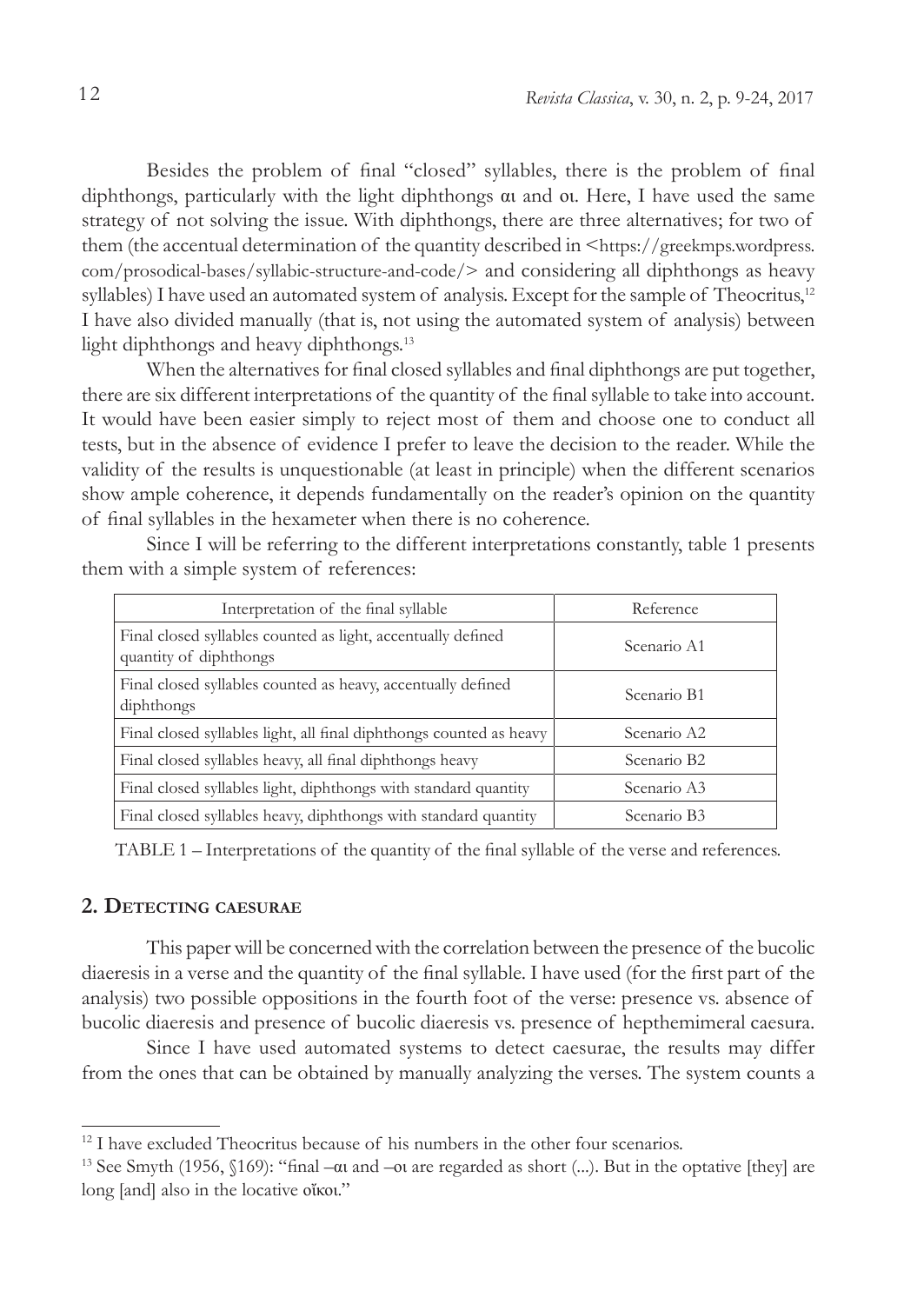Besides the problem of final "closed" syllables, there is the problem of final diphthongs, particularly with the light diphthongs αι and οι. Here, I have used the same strategy of not solving the issue. With diphthongs, there are three alternatives; for two of them (the accentual determination of the quantity described in <https://greekmps.wordpress.com/prosodical-bases/syllabic-structure-and-code/> and considering all diphthongs as heavy syllables) I have used an automated system of analysis. Except for the sample of Theocritus,[12] I have also divided manually (that is, not using the automated system of analysis) between light diphthongs and heavy diphthongs.[13]

When the alternatives for final closed syllables and final diphthongs are put together, there are six different interpretations of the quantity of the final syllable to take into account. It would have been easier simply to reject most of them and choose one to conduct all tests, but in the absence of evidence I prefer to leave the decision to the reader. While the validity of the results is unquestionable (at least in principle) when the different scenarios show ample coherence, it depends fundamentally on the reader's opinion on the quantity of final syllables in the hexameter when there is no coherence.

Since I will be referring to the different interpretations constantly, table 1 presents them with a simple system of references:

| Interpretation of the final syllable | Reference |
|---|---|
| Final closed syllables counted as light, accentually defined quantity of diphthongs | Scenario A1 |
| Final closed syllables counted as heavy, accentually defined diphthongs | Scenario B1 |
| Final closed syllables light, all final diphthongs counted as heavy | Scenario A2 |
| Final closed syllables heavy, all final diphthongs heavy | Scenario B2 |
| Final closed syllables light, diphthongs with standard quantity | Scenario A3 |
| Final closed syllables heavy, diphthongs with standard quantity | Scenario B3 |

TABLE 1 – Interpretations of the quantity of the final syllable of the verse and references.

## 2. Detecting caesurae

This paper will be concerned with the correlation between the presence of the bucolic diaeresis in a verse and the quantity of the final syllable. I have used (for the first part of the analysis) two possible oppositions in the fourth foot of the verse: presence vs. absence of bucolic diaeresis and presence of bucolic diaeresis vs. presence of hepthemimeral caesura.

Since I have used automated systems to detect caesurae, the results may differ from the ones that can be obtained by manually analyzing the verses. The system counts a

---

[12] I have excluded Theocritus because of his numbers in the other four scenarios.

[13] See Smyth (1956, §169): "final –αι and –οι are regarded as short (...). But in the optative [they] are long [and] also in the locative οἴκοι."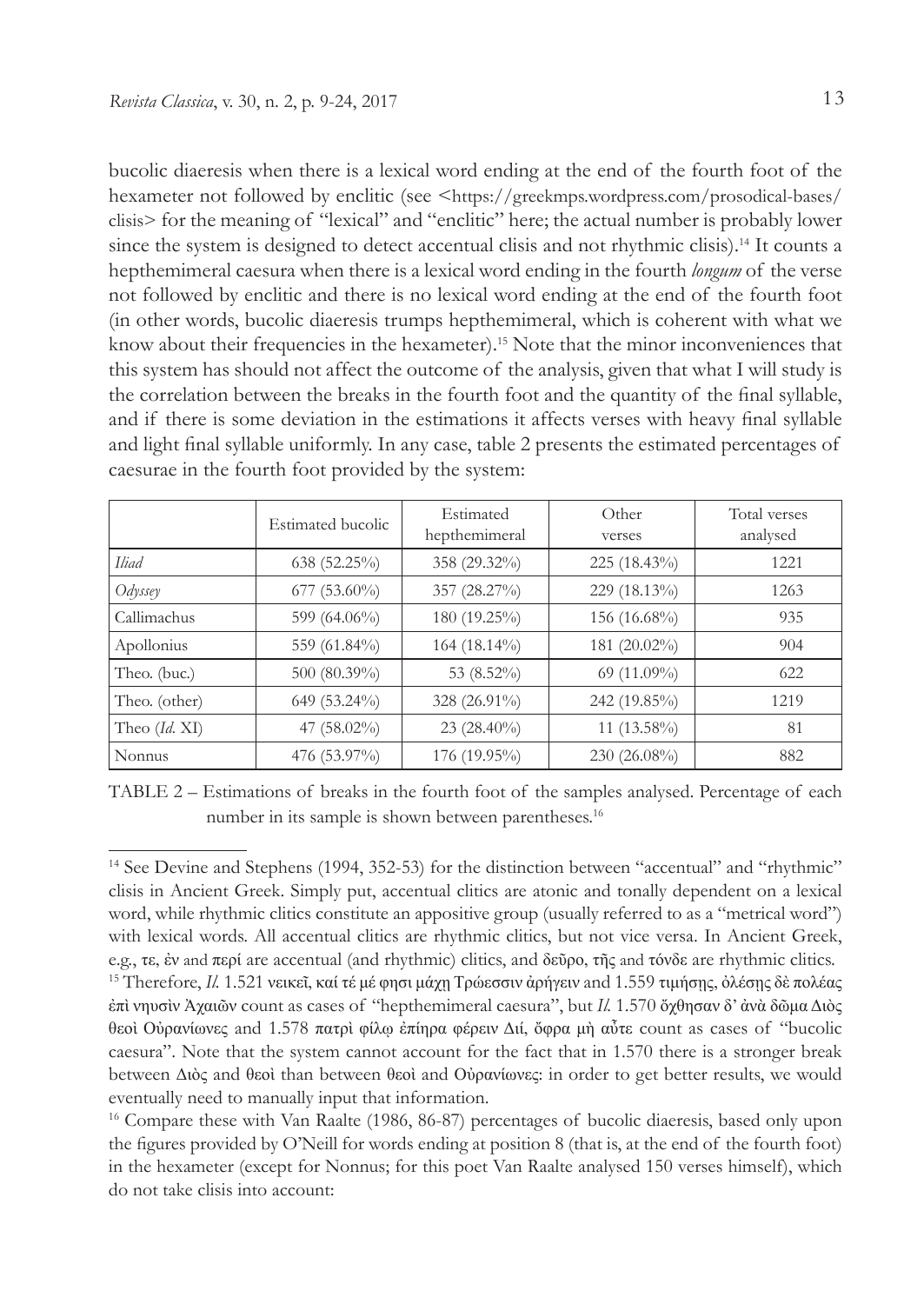bucolic diaeresis when there is a lexical word ending at the end of the fourth foot of the hexameter not followed by enclitic (see <https://greekmps.wordpress.com/prosodical-bases/clisis> for the meaning of "lexical" and "enclitic" here; the actual number is probably lower since the system is designed to detect accentual clisis and not rhythmic clisis).[14] It counts a hepthemimeral caesura when there is a lexical word ending in the fourth *longum* of the verse not followed by enclitic and there is no lexical word ending at the end of the fourth foot (in other words, bucolic diaeresis trumps hepthemimeral, which is coherent with what we know about their frequencies in the hexameter).[15] Note that the minor inconveniences that this system has should not affect the outcome of the analysis, given that what I will study is the correlation between the breaks in the fourth foot and the quantity of the final syllable, and if there is some deviation in the estimations it affects verses with heavy final syllable and light final syllable uniformly. In any case, table 2 presents the estimated percentages of caesurae in the fourth foot provided by the system:

| | Estimated bucolic | Estimated hepthemimeral | Other verses | Total verses analysed |
|---|---|---|---|---|
| *Iliad* | 638 (52.25%) | 358 (29.32%) | 225 (18.43%) | 1221 |
| *Odyssey* | 677 (53.60%) | 357 (28.27%) | 229 (18.13%) | 1263 |
| Callimachus | 599 (64.06%) | 180 (19.25%) | 156 (16.68%) | 935 |
| Apollonius | 559 (61.84%) | 164 (18.14%) | 181 (20.02%) | 904 |
| Theo. (buc.) | 500 (80.39%) | 53 (8.52%) | 69 (11.09%) | 622 |
| Theo. (other) | 649 (53.24%) | 328 (26.91%) | 242 (19.85%) | 1219 |
| Theo (*Id.* XI) | 47 (58.02%) | 23 (28.40%) | 11 (13.58%) | 81 |
| Nonnus | 476 (53.97%) | 176 (19.95%) | 230 (26.08%) | 882 |

TABLE 2 – Estimations of breaks in the fourth foot of the samples analysed. Percentage of each number in its sample is shown between parentheses.[16]

---

[14] See Devine and Stephens (1994, 352-53) for the distinction between "accentual" and "rhythmic" clisis in Ancient Greek. Simply put, accentual clitics are atonic and tonally dependent on a lexical word, while rhythmic clitics constitute an appositive group (usually referred to as a "metrical word") with lexical words. All accentual clitics are rhythmic clitics, but not vice versa. In Ancient Greek, e.g., τε, ἐν and περί are accentual (and rhythmic) clitics, and δεῦρο, τῆς and τόνδε are rhythmic clitics.

[15] Therefore, *Il.* 1.521 νεικεῖ, καί τέ μέ φησι μάχῃ Τρώεσσιν ἀρήγειν and 1.559 τιμήσῃς, ὀλέσῃς δὲ πολέας ἐπὶ νηυσὶν Ἀχαιῶν count as cases of "hepthemimeral caesura", but *Il.* 1.570 ὄχθησαν δ' ἀνὰ δῶμα Διὸς θεοὶ Οὐρανίωνες and 1.578 πατρὶ φίλῳ ἐπίηρα φέρειν Διί, ὄφρα μὴ αὖτε count as cases of "bucolic caesura". Note that the system cannot account for the fact that in 1.570 there is a stronger break between Διὸς and θεοὶ than between θεοὶ and Οὐρανίωνες: in order to get better results, we would eventually need to manually input that information.

[16] Compare these with Van Raalte (1986, 86-87) percentages of bucolic diaeresis, based only upon the figures provided by O'Neill for words ending at position 8 (that is, at the end of the fourth foot) in the hexameter (except for Nonnus; for this poet Van Raalte analysed 150 verses himself), which do not take clisis into account: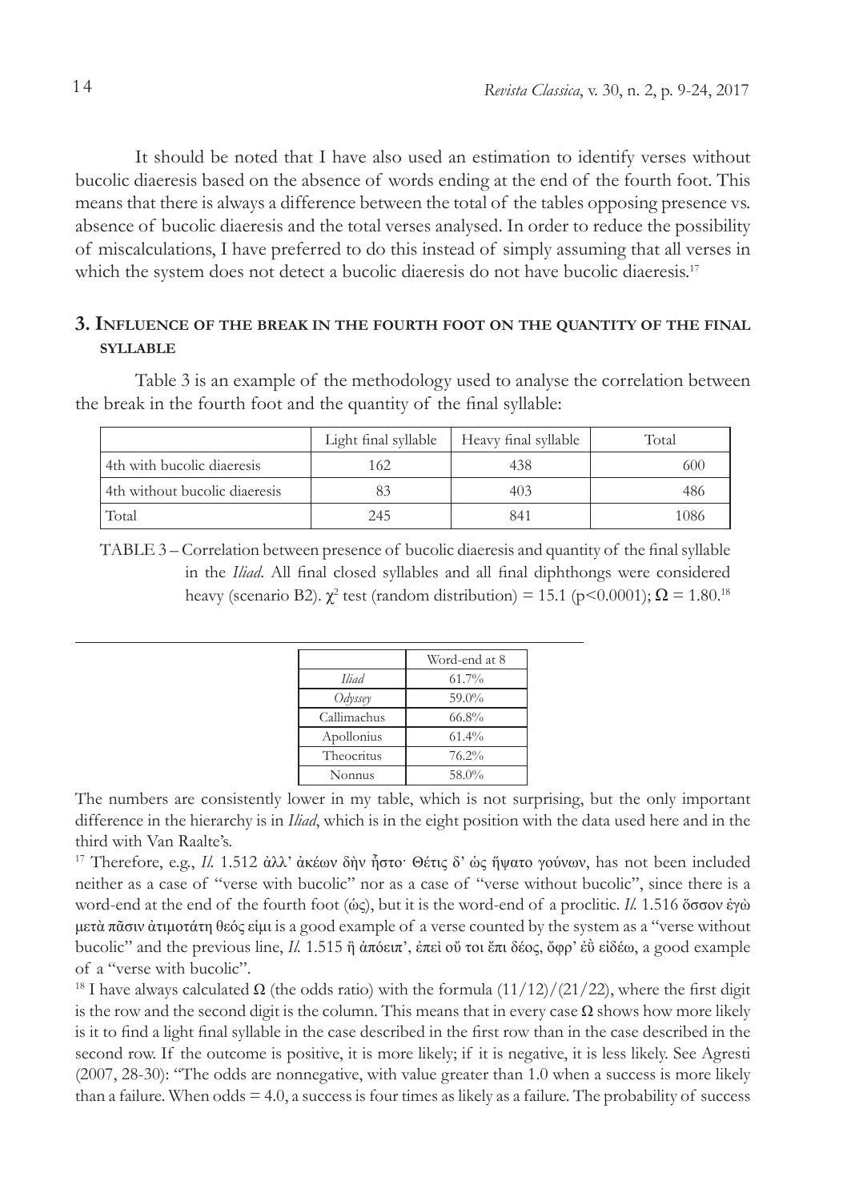It should be noted that I have also used an estimation to identify verses without bucolic diaeresis based on the absence of words ending at the end of the fourth foot. This means that there is always a difference between the total of the tables opposing presence vs. absence of bucolic diaeresis and the total verses analysed. In order to reduce the possibility of miscalculations, I have preferred to do this instead of simply assuming that all verses in which the system does not detect a bucolic diaeresis do not have bucolic diaeresis.[17]

## 3. Influence of the break in the fourth foot on the quantity of the final syllable

Table 3 is an example of the methodology used to analyse the correlation between the break in the fourth foot and the quantity of the final syllable:

| | Light final syllable | Heavy final syllable | Total |
|---|---|---|---|
| 4th with bucolic diaeresis | 162 | 438 | 600 |
| 4th without bucolic diaeresis | 83 | 403 | 486 |
| Total | 245 | 841 | 1086 |

TABLE 3 – Correlation between presence of bucolic diaeresis and quantity of the final syllable in the *Iliad*. All final closed syllables and all final diphthongs were considered heavy (scenario B2). $\chi^2$ test (random distribution) = 15.1 ($p<0.0001$); $\Omega = 1.80$.[18]

---

| | Word-end at 8 |
|---|---|
| *Iliad* | 61.7% |
| *Odyssey* | 59.0% |
| Callimachus | 66.8% |
| Apollonius | 61.4% |
| Theocritus | 76.2% |
| Nonnus | 58.0% |

The numbers are consistently lower in my table, which is not surprising, but the only important difference in the hierarchy is in *Iliad*, which is in the eight position with the data used here and in the third with Van Raalte's.

[17] Therefore, e.g., *Il.* 1.512 ἀλλ' ἀκέων δὴν ἧστο· Θέτις δ' ὡς ἥψατο γούνων, has not been included neither as a case of "verse with bucolic" nor as a case of "verse without bucolic", since there is a word-end at the end of the fourth foot (ὡς), but it is the word-end of a proclitic. *Il.* 1.516 ὅσσον ἐγὼ μετὰ πᾶσιν ἀτιμοτάτη θεός εἰμι is a good example of a verse counted by the system as a "verse without bucolic" and the previous line, *Il.* 1.515 ἢ ἀπόειπ', ἐπεὶ οὔ τοι ἔπι δέος, ὄφρ' ἐῢ εἰδέω, a good example of a "verse with bucolic".

[18] I have always calculated $\Omega$ (the odds ratio) with the formula $(11/12)/(21/22)$, where the first digit is the row and the second digit is the column. This means that in every case $\Omega$ shows how more likely is it to find a light final syllable in the case described in the first row than in the case described in the second row. If the outcome is positive, it is more likely; if it is negative, it is less likely. See Agresti (2007, 28-30): "The odds are nonnegative, with value greater than 1.0 when a success is more likely than a failure. When odds = 4.0, a success is four times as likely as a failure. The probability of success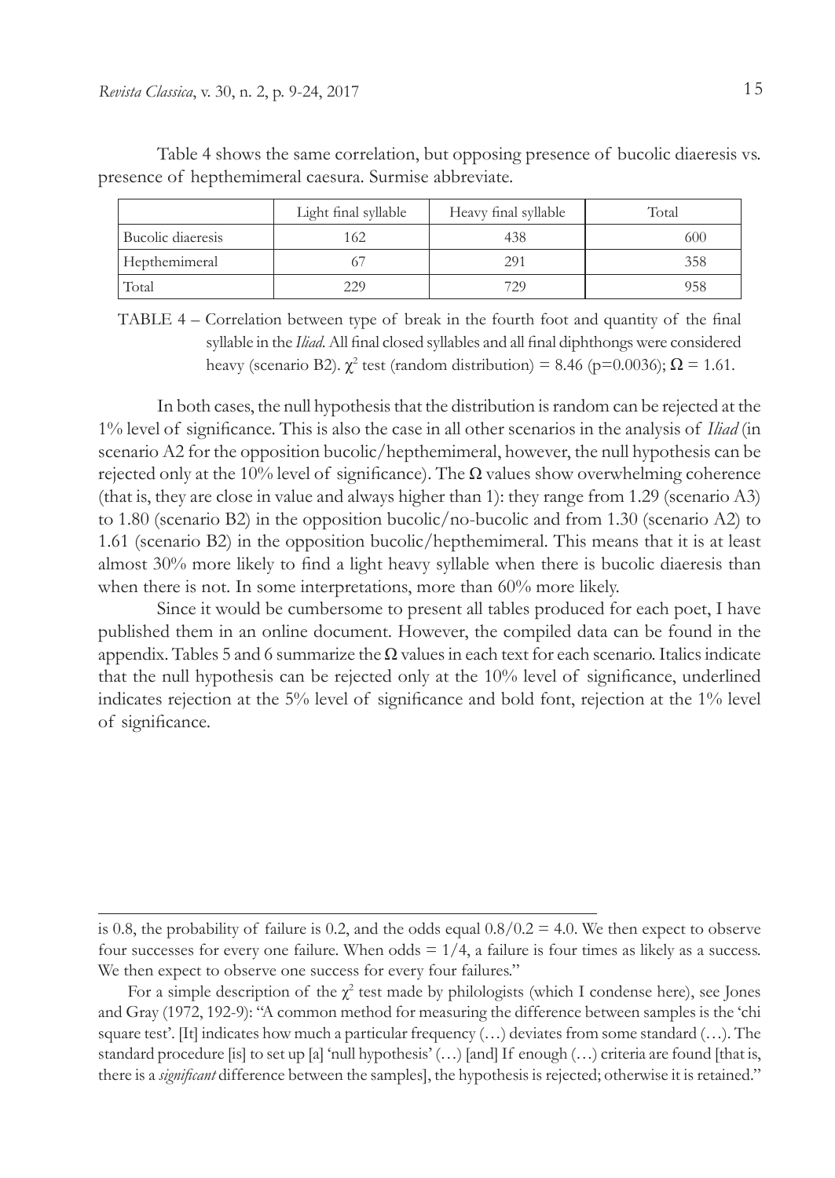Table 4 shows the same correlation, but opposing presence of bucolic diaeresis vs. presence of hepthemimeral caesura. Surmise abbreviate.

| | Light final syllable | Heavy final syllable | Total |
|---|---|---|---|
| Bucolic diaeresis | 162 | 438 | 600 |
| Hepthemimeral | 67 | 291 | 358 |
| Total | 229 | 729 | 958 |

TABLE 4 – Correlation between type of break in the fourth foot and quantity of the final syllable in the *Iliad*. All final closed syllables and all final diphthongs were considered heavy (scenario B2). $\chi^2$ test (random distribution) = 8.46 (p=0.0036); $\Omega$ = 1.61.

In both cases, the null hypothesis that the distribution is random can be rejected at the 1% level of significance. This is also the case in all other scenarios in the analysis of *Iliad* (in scenario A2 for the opposition bucolic/hepthemimeral, however, the null hypothesis can be rejected only at the 10% level of significance). The $\Omega$ values show overwhelming coherence (that is, they are close in value and always higher than 1): they range from 1.29 (scenario A3) to 1.80 (scenario B2) in the opposition bucolic/no-bucolic and from 1.30 (scenario A2) to 1.61 (scenario B2) in the opposition bucolic/hepthemimeral. This means that it is at least almost 30% more likely to find a light heavy syllable when there is bucolic diaeresis than when there is not. In some interpretations, more than 60% more likely.

Since it would be cumbersome to present all tables produced for each poet, I have published them in an online document. However, the compiled data can be found in the appendix. Tables 5 and 6 summarize the $\Omega$ values in each text for each scenario. Italics indicate that the null hypothesis can be rejected only at the 10% level of significance, underlined indicates rejection at the 5% level of significance and bold font, rejection at the 1% level of significance.

---

is 0.8, the probability of failure is 0.2, and the odds equal $0.8/0.2 = 4.0$. We then expect to observe four successes for every one failure. When odds $= 1/4$, a failure is four times as likely as a success. We then expect to observe one success for every four failures."

For a simple description of the $\chi^2$ test made by philologists (which I condense here), see Jones and Gray (1972, 192-9): "A common method for measuring the difference between samples is the 'chi square test'. [It] indicates how much a particular frequency (…) deviates from some standard (…). The standard procedure [is] to set up [a] 'null hypothesis' (…) [and] If enough (…) criteria are found [that is, there is a *significant* difference between the samples], the hypothesis is rejected; otherwise it is retained."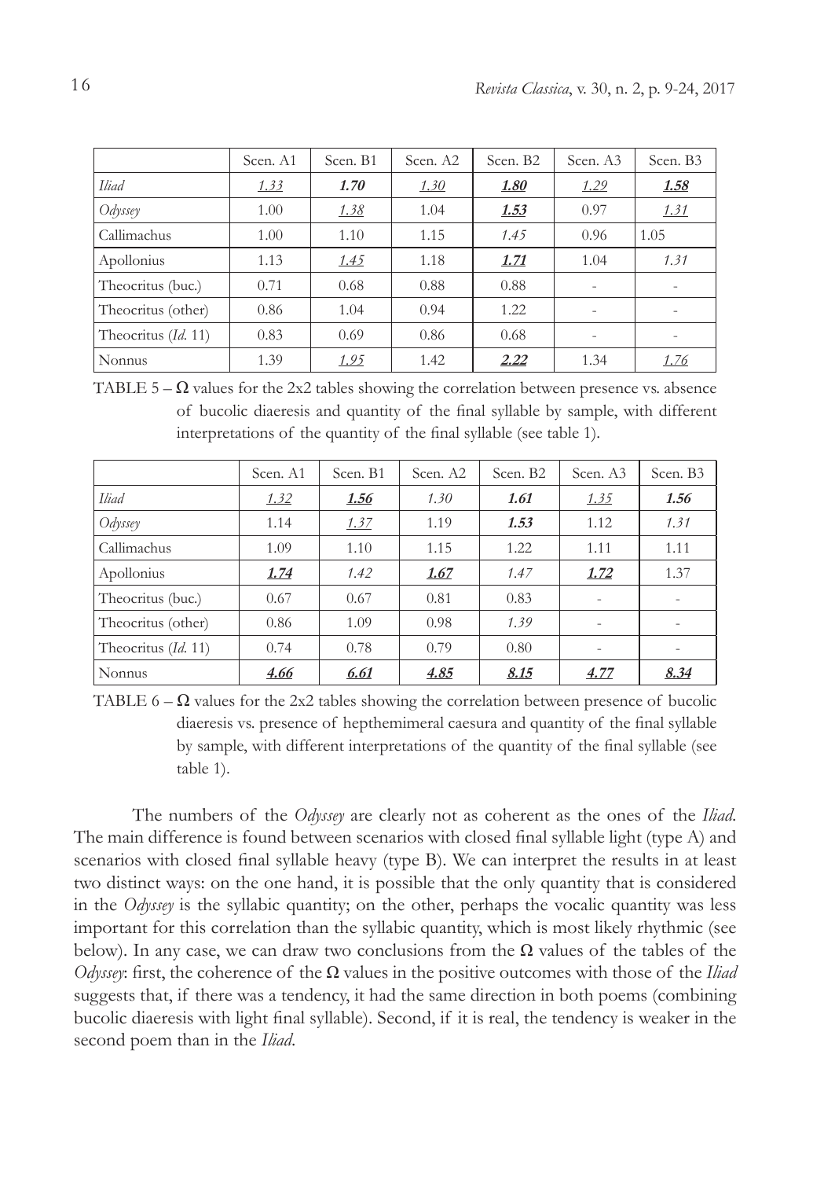| | Scen. A1 | Scen. B1 | Scen. A2 | Scen. B2 | Scen. A3 | Scen. B3 |
|---|---|---|---|---|---|---|
| *Iliad* | *<u>1.33</u>* | **1.70** | *<u>1.30</u>* | **<u>1.80</u>** | *<u>1.29</u>* | **<u>1.58</u>** |
| *Odyssey* | 1.00 | *<u>1.38</u>* | 1.04 | **<u>1.53</u>** | 0.97 | *<u>1.31</u>* |
| Callimachus | 1.00 | 1.10 | 1.15 | *1.45* | 0.96 | 1.05 |
| Apollonius | 1.13 | *<u>1.45</u>* | 1.18 | **<u>1.71</u>** | 1.04 | *1.31* |
| Theocritus (buc.) | 0.71 | 0.68 | 0.88 | 0.88 | - | - |
| Theocritus (other) | 0.86 | 1.04 | 0.94 | 1.22 | - | - |
| Theocritus (*Id.* 11) | 0.83 | 0.69 | 0.86 | 0.68 | - | - |
| Nonnus | 1.39 | *<u>1.95</u>* | 1.42 | **<u>2.22</u>** | 1.34 | *<u>1.76</u>* |

TABLE 5 – Ω values for the 2x2 tables showing the correlation between presence vs. absence of bucolic diaeresis and quantity of the final syllable by sample, with different interpretations of the quantity of the final syllable (see table 1).

| | Scen. A1 | Scen. B1 | Scen. A2 | Scen. B2 | Scen. A3 | Scen. B3 |
|---|---|---|---|---|---|---|
| *Iliad* | *<u>1.32</u>* | **<u>1.56</u>** | *1.30* | **1.61** | *<u>1.35</u>* | **1.56** |
| *Odyssey* | 1.14 | *<u>1.37</u>* | 1.19 | **1.53** | 1.12 | *1.31* |
| Callimachus | 1.09 | 1.10 | 1.15 | 1.22 | 1.11 | 1.11 |
| Apollonius | **<u>1.74</u>** | *1.42* | **<u>1.67</u>** | *1.47* | **<u>1.72</u>** | 1.37 |
| Theocritus (buc.) | 0.67 | 0.67 | 0.81 | 0.83 | - | - |
| Theocritus (other) | 0.86 | 1.09 | 0.98 | *1.39* | - | - |
| Theocritus (*Id.* 11) | 0.74 | 0.78 | 0.79 | 0.80 | - | - |
| Nonnus | **<u>4.66</u>** | **<u>6.61</u>** | **<u>4.85</u>** | **<u>8.15</u>** | **<u>4.77</u>** | **<u>8.34</u>** |

TABLE 6 – Ω values for the 2x2 tables showing the correlation between presence of bucolic diaeresis vs. presence of hepthemimeral caesura and quantity of the final syllable by sample, with different interpretations of the quantity of the final syllable (see table 1).

The numbers of the *Odyssey* are clearly not as coherent as the ones of the *Iliad*. The main difference is found between scenarios with closed final syllable light (type A) and scenarios with closed final syllable heavy (type B). We can interpret the results in at least two distinct ways: on the one hand, it is possible that the only quantity that is considered in the *Odyssey* is the syllabic quantity; on the other, perhaps the vocalic quantity was less important for this correlation than the syllabic quantity, which is most likely rhythmic (see below). In any case, we can draw two conclusions from the Ω values of the tables of the *Odyssey*: first, the coherence of the Ω values in the positive outcomes with those of the *Iliad* suggests that, if there was a tendency, it had the same direction in both poems (combining bucolic diaeresis with light final syllable). Second, if it is real, the tendency is weaker in the second poem than in the *Iliad*.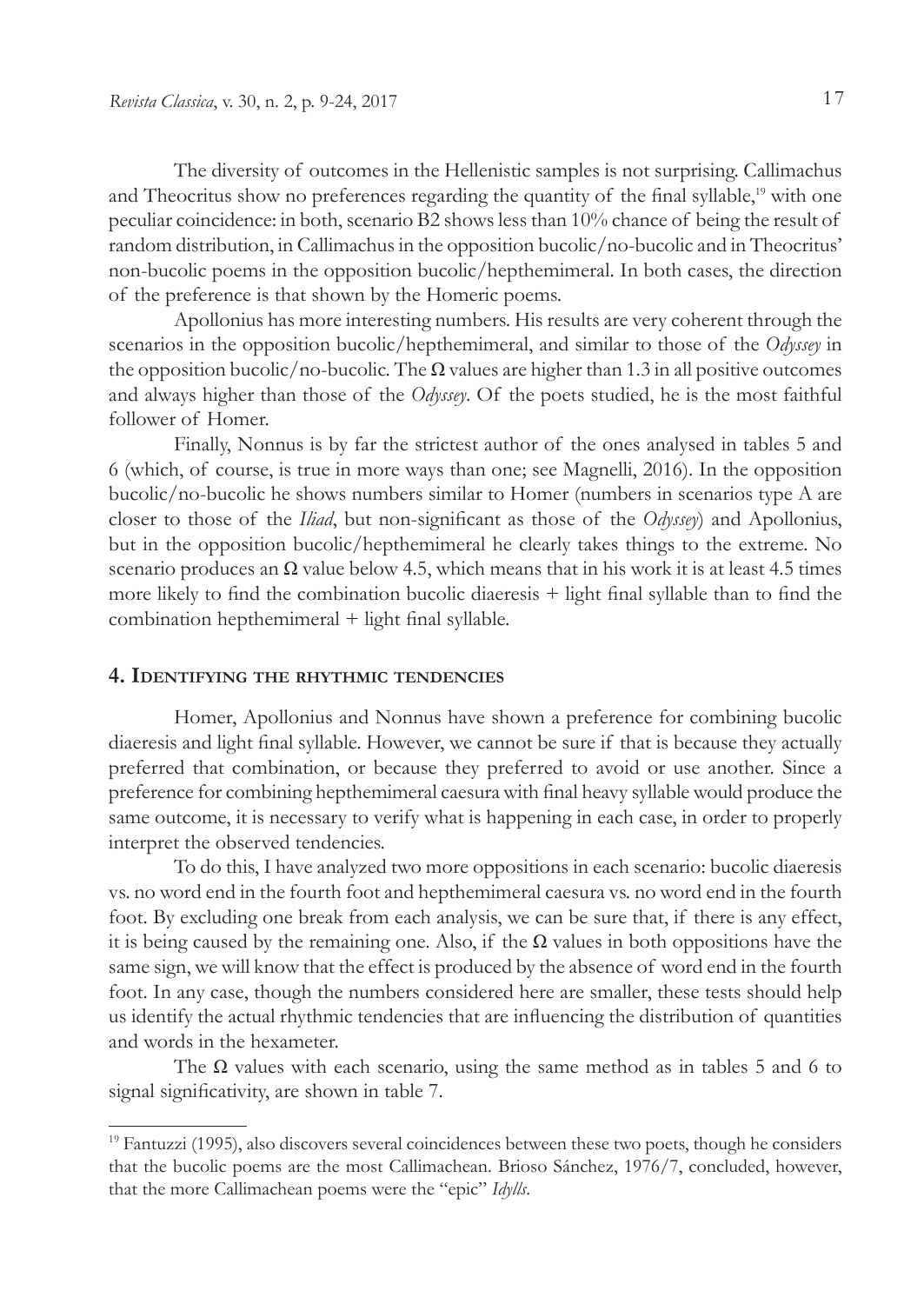The diversity of outcomes in the Hellenistic samples is not surprising. Callimachus and Theocritus show no preferences regarding the quantity of the final syllable,[19] with one peculiar coincidence: in both, scenario B2 shows less than 10% chance of being the result of random distribution, in Callimachus in the opposition bucolic/no-bucolic and in Theocritus' non-bucolic poems in the opposition bucolic/hepthemimeral. In both cases, the direction of the preference is that shown by the Homeric poems.

Apollonius has more interesting numbers. His results are very coherent through the scenarios in the opposition bucolic/hepthemimeral, and similar to those of the *Odyssey* in the opposition bucolic/no-bucolic. The Ω values are higher than 1.3 in all positive outcomes and always higher than those of the *Odyssey*. Of the poets studied, he is the most faithful follower of Homer.

Finally, Nonnus is by far the strictest author of the ones analysed in tables 5 and 6 (which, of course, is true in more ways than one; see Magnelli, 2016). In the opposition bucolic/no-bucolic he shows numbers similar to Homer (numbers in scenarios type A are closer to those of the *Iliad*, but non-significant as those of the *Odyssey*) and Apollonius, but in the opposition bucolic/hepthemimeral he clearly takes things to the extreme. No scenario produces an Ω value below 4.5, which means that in his work it is at least 4.5 times more likely to find the combination bucolic diaeresis + light final syllable than to find the combination hepthemimeral + light final syllable.

## 4. Identifying the rhythmic tendencies

Homer, Apollonius and Nonnus have shown a preference for combining bucolic diaeresis and light final syllable. However, we cannot be sure if that is because they actually preferred that combination, or because they preferred to avoid or use another. Since a preference for combining hepthemimeral caesura with final heavy syllable would produce the same outcome, it is necessary to verify what is happening in each case, in order to properly interpret the observed tendencies.

To do this, I have analyzed two more oppositions in each scenario: bucolic diaeresis vs. no word end in the fourth foot and hepthemimeral caesura vs. no word end in the fourth foot. By excluding one break from each analysis, we can be sure that, if there is any effect, it is being caused by the remaining one. Also, if the Ω values in both oppositions have the same sign, we will know that the effect is produced by the absence of word end in the fourth foot. In any case, though the numbers considered here are smaller, these tests should help us identify the actual rhythmic tendencies that are influencing the distribution of quantities and words in the hexameter.

The Ω values with each scenario, using the same method as in tables 5 and 6 to signal significativity, are shown in table 7.

---

[19] Fantuzzi (1995), also discovers several coincidences between these two poets, though he considers that the bucolic poems are the most Callimachean. Brioso Sánchez, 1976/7, concluded, however, that the more Callimachean poems were the "epic" *Idylls*.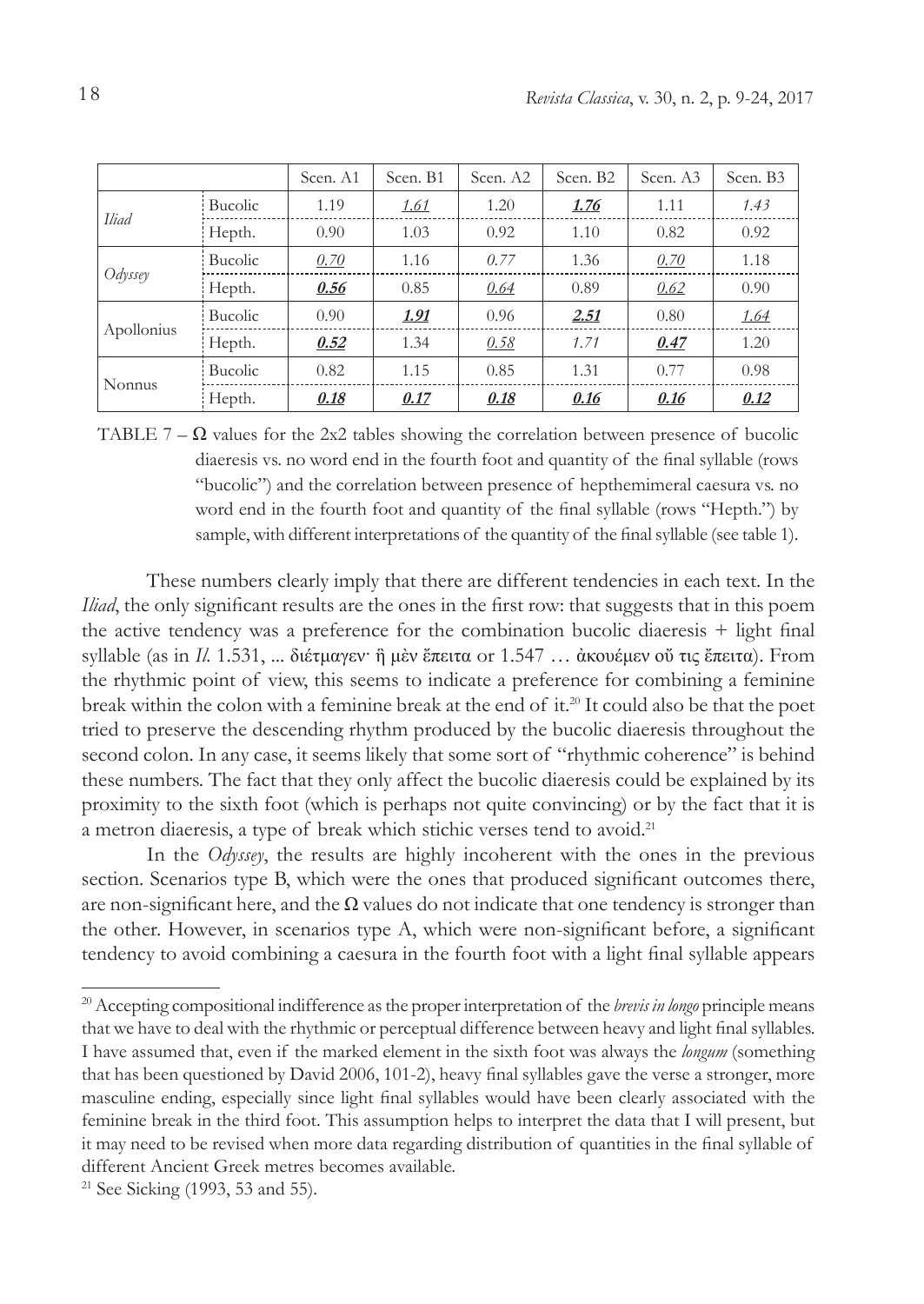| | | Scen. A1 | Scen. B1 | Scen. A2 | Scen. B2 | Scen. A3 | Scen. B3 |
|---|---|---|---|---|---|---|---|
| *Iliad* | Bucolic | 1.19 | *1.61* | 1.20 | ***1.76*** | 1.11 | *1.43* |
| | Hepth. | 0.90 | 1.03 | 0.92 | 1.10 | 0.82 | 0.92 |
| *Odyssey* | Bucolic | *0.70* | 1.16 | *0.77* | 1.36 | *0.70* | 1.18 |
| | Hepth. | ***0.56*** | 0.85 | *0.64* | 0.89 | *0.62* | 0.90 |
| Apollonius | Bucolic | 0.90 | ***1.91*** | 0.96 | ***2.51*** | 0.80 | *1.64* |
| | Hepth. | ***0.52*** | 1.34 | *0.58* | *1.71* | ***0.47*** | 1.20 |
| Nonnus | Bucolic | 0.82 | 1.15 | 0.85 | 1.31 | 0.77 | 0.98 |
| | Hepth. | ***0.18*** | ***0.17*** | ***0.18*** | ***0.16*** | ***0.16*** | ***0.12*** |

TABLE 7 – Ω values for the 2x2 tables showing the correlation between presence of bucolic diaeresis vs. no word end in the fourth foot and quantity of the final syllable (rows "bucolic") and the correlation between presence of hepthemimeral caesura vs. no word end in the fourth foot and quantity of the final syllable (rows "Hepth.") by sample, with different interpretations of the quantity of the final syllable (see table 1).

These numbers clearly imply that there are different tendencies in each text. In the *Iliad*, the only significant results are the ones in the first row: that suggests that in this poem the active tendency was a preference for the combination bucolic diaeresis + light final syllable (as in *Il.* 1.531, ... διέτμαγεν· ἣ μὲν ἔπειτα or 1.547 … ἀκουέμεν οὔ τις ἔπειτα). From the rhythmic point of view, this seems to indicate a preference for combining a feminine break within the colon with a feminine break at the end of it.[20] It could also be that the poet tried to preserve the descending rhythm produced by the bucolic diaeresis throughout the second colon. In any case, it seems likely that some sort of "rhythmic coherence" is behind these numbers. The fact that they only affect the bucolic diaeresis could be explained by its proximity to the sixth foot (which is perhaps not quite convincing) or by the fact that it is a metron diaeresis, a type of break which stichic verses tend to avoid.[21]

In the *Odyssey*, the results are highly incoherent with the ones in the previous section. Scenarios type B, which were the ones that produced significant outcomes there, are non-significant here, and the Ω values do not indicate that one tendency is stronger than the other. However, in scenarios type A, which were non-significant before, a significant tendency to avoid combining a caesura in the fourth foot with a light final syllable appears

[20] Accepting compositional indifference as the proper interpretation of the *brevis in longo* principle means that we have to deal with the rhythmic or perceptual difference between heavy and light final syllables. I have assumed that, even if the marked element in the sixth foot was always the *longum* (something that has been questioned by David 2006, 101-2), heavy final syllables gave the verse a stronger, more masculine ending, especially since light final syllables would have been clearly associated with the feminine break in the third foot. This assumption helps to interpret the data that I will present, but it may need to be revised when more data regarding distribution of quantities in the final syllable of different Ancient Greek metres becomes available.

[21] See Sicking (1993, 53 and 55).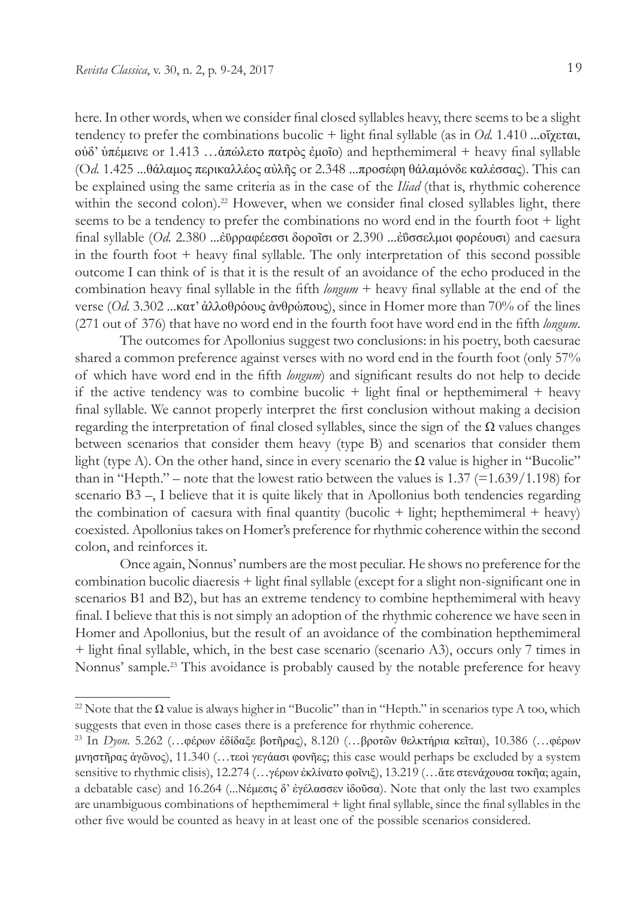here. In other words, when we consider final closed syllables heavy, there seems to be a slight tendency to prefer the combinations bucolic + light final syllable (as in *Od.* 1.410 ...οἴχεται, οὐδ' ὑπέμεινε or 1.413 …ἀπώλετο πατρὸς ἐμοῖο) and hepthemimeral + heavy final syllable (O*d.* 1.425 ...θάλαμος περικαλλέος αὐλῆς or 2.348 ...προσέφη θάλαμόνδε καλέσσας). This can be explained using the same criteria as in the case of the *Iliad* (that is, rhythmic coherence within the second colon).[22] However, when we consider final closed syllables light, there seems to be a tendency to prefer the combinations no word end in the fourth foot + light final syllable (*Od.* 2.380 ...ἐϋρραφέεσσι δοροῖσι or 2.390 ...ἐΰσσελμοι φορέουσι) and caesura in the fourth foot + heavy final syllable. The only interpretation of this second possible outcome I can think of is that it is the result of an avoidance of the echo produced in the combination heavy final syllable in the fifth *longum* + heavy final syllable at the end of the verse (*Od.* 3.302 ...κατ' ἀλλοθρόους ἀνθρώπους), since in Homer more than 70% of the lines (271 out of 376) that have no word end in the fourth foot have word end in the fifth *longum*.

The outcomes for Apollonius suggest two conclusions: in his poetry, both caesurae shared a common preference against verses with no word end in the fourth foot (only 57% of which have word end in the fifth *longum*) and significant results do not help to decide if the active tendency was to combine bucolic + light final or hepthemimeral + heavy final syllable. We cannot properly interpret the first conclusion without making a decision regarding the interpretation of final closed syllables, since the sign of the Ω values changes between scenarios that consider them heavy (type B) and scenarios that consider them light (type A). On the other hand, since in every scenario the Ω value is higher in "Bucolic" than in "Hepth." – note that the lowest ratio between the values is 1.37 (=1.639/1.198) for scenario B3 –, I believe that it is quite likely that in Apollonius both tendencies regarding the combination of caesura with final quantity (bucolic + light; hepthemimeral + heavy) coexisted. Apollonius takes on Homer's preference for rhythmic coherence within the second colon, and reinforces it.

Once again, Nonnus' numbers are the most peculiar. He shows no preference for the combination bucolic diaeresis + light final syllable (except for a slight non-significant one in scenarios B1 and B2), but has an extreme tendency to combine hepthemimeral with heavy final. I believe that this is not simply an adoption of the rhythmic coherence we have seen in Homer and Apollonius, but the result of an avoidance of the combination hepthemimeral + light final syllable, which, in the best case scenario (scenario A3), occurs only 7 times in Nonnus' sample.[23] This avoidance is probably caused by the notable preference for heavy

---

[22] Note that the Ω value is always higher in "Bucolic" than in "Hepth." in scenarios type A too, which suggests that even in those cases there is a preference for rhythmic coherence.

[23] In *Dyon.* 5.262 (…φέρων ἐδίδαξε βοτῆρας), 8.120 (…βροτῶν θελκτήρια κεῖται), 10.386 (…φέρων μνηστῆρας ἀγῶνος), 11.340 (…τεοὶ γεγάασι φονῆες; this case would perhaps be excluded by a system sensitive to rhythmic clisis), 12.274 (…γέρων ἐκλίνατο φοῖνιξ), 13.219 (…ἅτε στενάχουσα τοκῆα; again, a debatable case) and 16.264 (...Νέμεσις δ' ἐγέλασσεν ἰδοῦσα). Note that only the last two examples are unambiguous combinations of hepthemimeral + light final syllable, since the final syllables in the other five would be counted as heavy in at least one of the possible scenarios considered.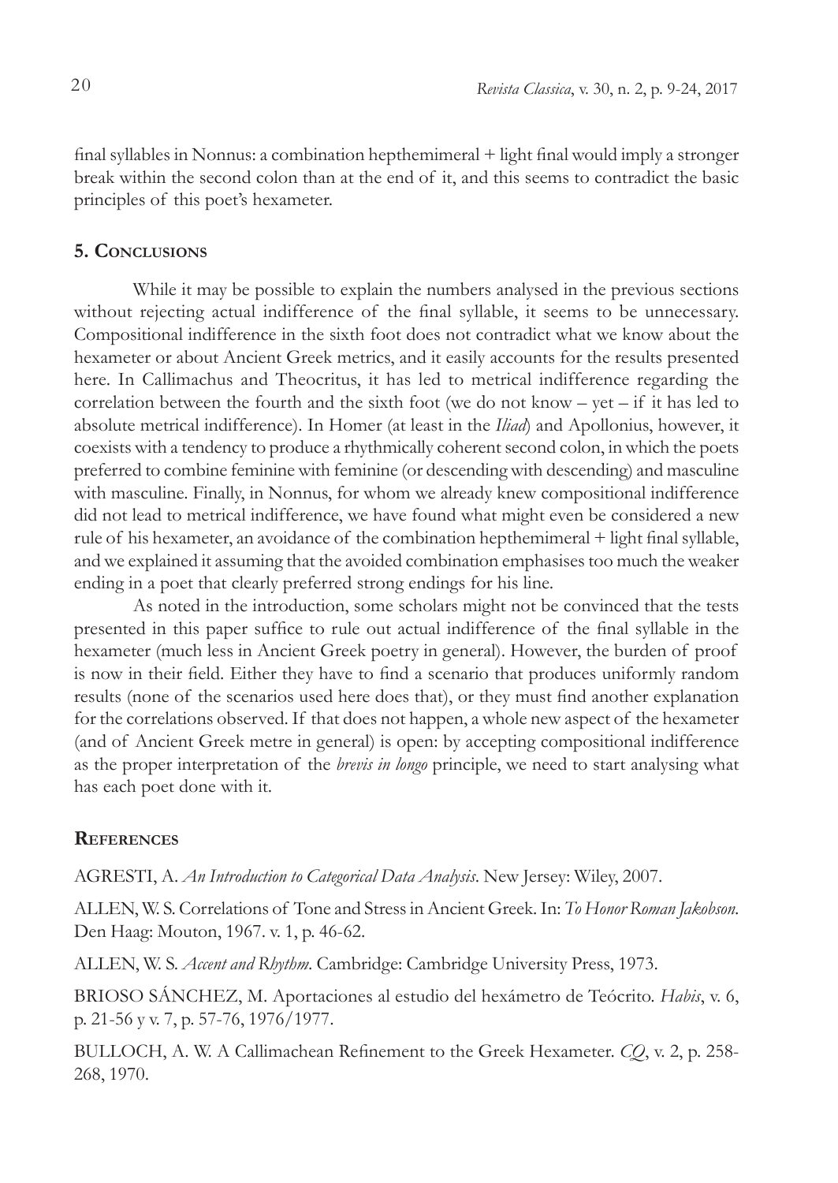final syllables in Nonnus: a combination hepthemimeral + light final would imply a stronger break within the second colon than at the end of it, and this seems to contradict the basic principles of this poet's hexameter.

## 5. Conclusions

While it may be possible to explain the numbers analysed in the previous sections without rejecting actual indifference of the final syllable, it seems to be unnecessary. Compositional indifference in the sixth foot does not contradict what we know about the hexameter or about Ancient Greek metrics, and it easily accounts for the results presented here. In Callimachus and Theocritus, it has led to metrical indifference regarding the correlation between the fourth and the sixth foot (we do not know – yet – if it has led to absolute metrical indifference). In Homer (at least in the *Iliad*) and Apollonius, however, it coexists with a tendency to produce a rhythmically coherent second colon, in which the poets preferred to combine feminine with feminine (or descending with descending) and masculine with masculine. Finally, in Nonnus, for whom we already knew compositional indifference did not lead to metrical indifference, we have found what might even be considered a new rule of his hexameter, an avoidance of the combination hepthemimeral + light final syllable, and we explained it assuming that the avoided combination emphasises too much the weaker ending in a poet that clearly preferred strong endings for his line.

As noted in the introduction, some scholars might not be convinced that the tests presented in this paper suffice to rule out actual indifference of the final syllable in the hexameter (much less in Ancient Greek poetry in general). However, the burden of proof is now in their field. Either they have to find a scenario that produces uniformly random results (none of the scenarios used here does that), or they must find another explanation for the correlations observed. If that does not happen, a whole new aspect of the hexameter (and of Ancient Greek metre in general) is open: by accepting compositional indifference as the proper interpretation of the *brevis in longo* principle, we need to start analysing what has each poet done with it.

## References

AGRESTI, A. *An Introduction to Categorical Data Analysis*. New Jersey: Wiley, 2007.

ALLEN, W. S. Correlations of Tone and Stress in Ancient Greek. In: *To Honor Roman Jakobson*. Den Haag: Mouton, 1967. v. 1, p. 46-62.

ALLEN, W. S. *Accent and Rhythm*. Cambridge: Cambridge University Press, 1973.

BRIOSO SÁNCHEZ, M. Aportaciones al estudio del hexámetro de Teócrito. *Habis*, v. 6, p. 21-56 y v. 7, p. 57-76, 1976/1977.

BULLOCH, A. W. A Callimachean Refinement to the Greek Hexameter. *CQ*, v. 2, p. 258-268, 1970.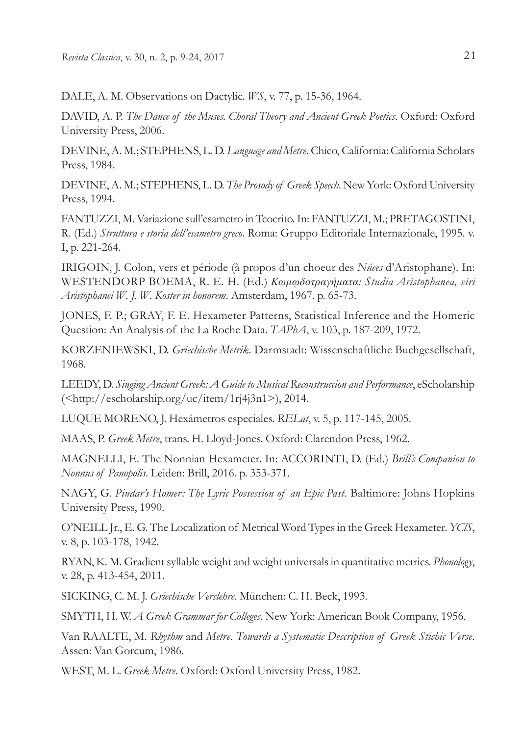DALE, A. M. Observations on Dactylic. *WS*, v. 77, p. 15-36, 1964.

DAVID, A. P. *The Dance of the Muses. Choral Theory and Ancient Greek Poetics*. Oxford: Oxford University Press, 2006.

DEVINE, A. M.; STEPHENS, L. D. *Language and Metre*. Chico, California: California Scholars Press, 1984.

DEVINE, A. M.; STEPHENS, L. D. *The Prosody of Greek Speech*. New York: Oxford University Press, 1994.

FANTUZZI, M. Variazione sull'esametro in Teocrito. In: FANTUZZI, M.; PRETAGOSTINI, R. (Ed.) *Struttura e storia dell'esametro greco*. Roma: Gruppo Editoriale Internazionale, 1995. v. I, p. 221-264.

IRIGOIN, J. Colon, vers et période (à propos d'un choeur des *Núees* d'Aristophane). In: WESTENDORP BOEMA, R. E. H. (Ed.) *Κωμῳδοτραγήματα: Studia Aristophanea, viri Aristophanei W. J. W. Koster in honorem*. Amsterdam, 1967. p. 65-73.

JONES, F. P.; GRAY, F. E. Hexameter Patterns, Statistical Inference and the Homeric Question: An Analysis of the La Roche Data. *TAPhA*, v. 103, p. 187-209, 1972.

KORZENIEWSKI, D. *Griechische Metrik*. Darmstadt: Wissenschaftliche Buchgesellschaft, 1968.

LEEDY, D. *Singing Ancient Greek: A Guide to Musical Reconstruccion and Performance*, eScholarship (<http://escholarship.org/uc/item/1rj4j3n1>), 2014.

LUQUE MORENO, J. Hexámetros especiales. *RELat*, v. 5, p. 117-145, 2005.

MAAS, P. *Greek Metre*, trans. H. Lloyd-Jones. Oxford: Clarendon Press, 1962.

MAGNELLI, E. The Nonnian Hexameter. In: ACCORINTI, D. (Ed.) *Brill's Companion to Nonnus of Panopolis*. Leiden: Brill, 2016. p. 353-371.

NAGY, G. *Pindar's Homer: The Lyric Possession of an Epic Past*. Baltimore: Johns Hopkins University Press, 1990.

O'NEILL Jr., E. G. The Localization of Metrical Word Types in the Greek Hexameter. *YClS*, v. 8, p. 103-178, 1942.

RYAN, K. M. Gradient syllable weight and weight universals in quantitative metrics. *Phonology*, v. 28, p. 413-454, 2011.

SICKING, C. M. J. *Griechische Verslehre*. München: C. H. Beck, 1993.

SMYTH, H. W. *A Greek Grammar for Colleges*. New York: American Book Company, 1956.

Van RAALTE, M. *Rhythm* and *Metre*. *Towards a Systematic Description of Greek Stichic Verse*. Assen: Van Gorcum, 1986.

WEST, M. L. *Greek Metre*. Oxford: Oxford University Press, 1982.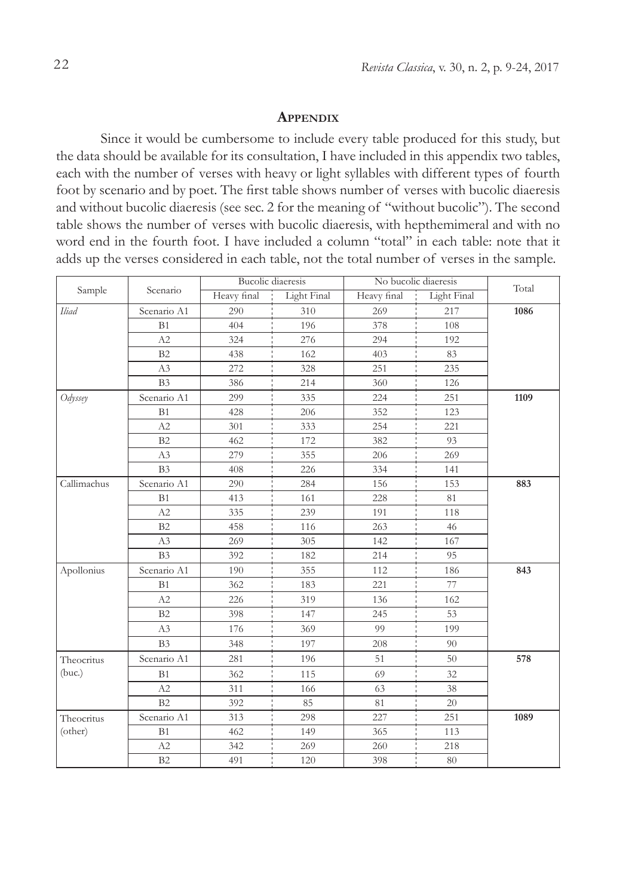## Appendix

Since it would be cumbersome to include every table produced for this study, but the data should be available for its consultation, I have included in this appendix two tables, each with the number of verses with heavy or light syllables with different types of fourth foot by scenario and by poet. The first table shows number of verses with bucolic diaeresis and without bucolic diaeresis (see sec. 2 for the meaning of "without bucolic"). The second table shows the number of verses with bucolic diaeresis, with hepthemimeral and with no word end in the fourth foot. I have included a column "total" in each table: note that it adds up the verses considered in each table, not the total number of verses in the sample.

| Sample | Scenario | Bucolic diaeresis | | No bucolic diaeresis | | Total |
|---|---|---|---|---|---|---|
| | | Heavy final | Light Final | Heavy final | Light Final | |
| *Iliad* | Scenario A1 | 290 | 310 | 269 | 217 | **1086** |
| | B1 | 404 | 196 | 378 | 108 | |
| | A2 | 324 | 276 | 294 | 192 | |
| | B2 | 438 | 162 | 403 | 83 | |
| | A3 | 272 | 328 | 251 | 235 | |
| | B3 | 386 | 214 | 360 | 126 | |
| *Odyssey* | Scenario A1 | 299 | 335 | 224 | 251 | **1109** |
| | B1 | 428 | 206 | 352 | 123 | |
| | A2 | 301 | 333 | 254 | 221 | |
| | B2 | 462 | 172 | 382 | 93 | |
| | A3 | 279 | 355 | 206 | 269 | |
| | B3 | 408 | 226 | 334 | 141 | |
| Callimachus | Scenario A1 | 290 | 284 | 156 | 153 | **883** |
| | B1 | 413 | 161 | 228 | 81 | |
| | A2 | 335 | 239 | 191 | 118 | |
| | B2 | 458 | 116 | 263 | 46 | |
| | A3 | 269 | 305 | 142 | 167 | |
| | B3 | 392 | 182 | 214 | 95 | |
| Apollonius | Scenario A1 | 190 | 355 | 112 | 186 | **843** |
| | B1 | 362 | 183 | 221 | 77 | |
| | A2 | 226 | 319 | 136 | 162 | |
| | B2 | 398 | 147 | 245 | 53 | |
| | A3 | 176 | 369 | 99 | 199 | |
| | B3 | 348 | 197 | 208 | 90 | |
| Theocritus (buc.) | Scenario A1 | 281 | 196 | 51 | 50 | **578** |
| | B1 | 362 | 115 | 69 | 32 | |
| | A2 | 311 | 166 | 63 | 38 | |
| | B2 | 392 | 85 | 81 | 20 | |
| Theocritus (other) | Scenario A1 | 313 | 298 | 227 | 251 | **1089** |
| | B1 | 462 | 149 | 365 | 113 | |
| | A2 | 342 | 269 | 260 | 218 | |
| | B2 | 491 | 120 | 398 | 80 | |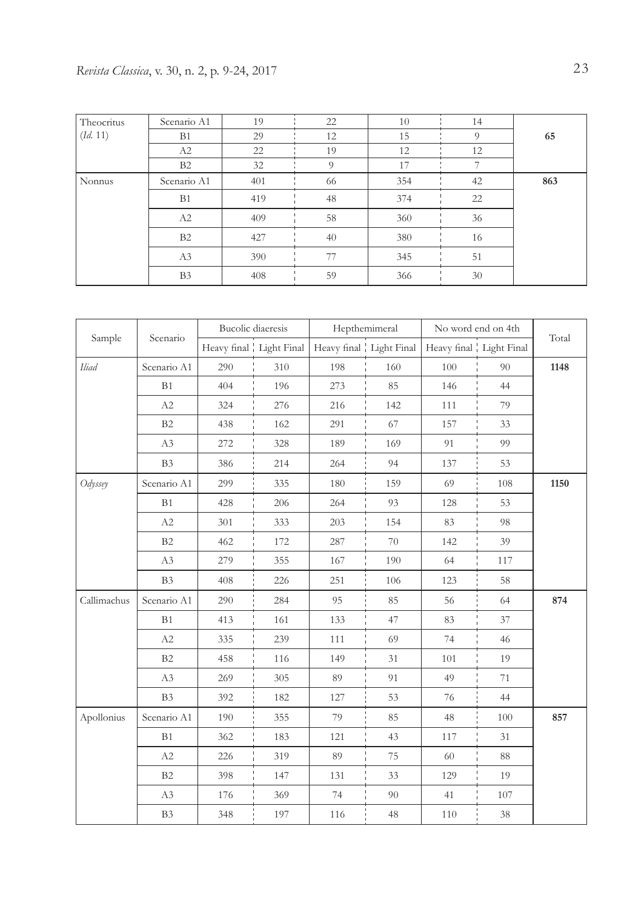| Theocritus (*Id.* 11) | Scenario A1 | 19 | 22 | 10 | 14 | **65** |
|---|---|---|---|---|---|---|
| | B1 | 29 | 12 | 15 | 9 | |
| | A2 | 22 | 19 | 12 | 12 | |
| | B2 | 32 | 9 | 17 | 7 | |
| Nonnus | Scenario A1 | 401 | 66 | 354 | 42 | **863** |
| | B1 | 419 | 48 | 374 | 22 | |
| | A2 | 409 | 58 | 360 | 36 | |
| | B2 | 427 | 40 | 380 | 16 | |
| | A3 | 390 | 77 | 345 | 51 | |
| | B3 | 408 | 59 | 366 | 30 | |

| Sample | Scenario | Bucolic diaeresis | | Hepthemimeral | | No word end on 4th | | Total |
|---|---|---|---|---|---|---|---|---|
| | | Heavy final | Light Final | Heavy final | Light Final | Heavy final | Light Final | |
| *Iliad* | Scenario A1 | 290 | 310 | 198 | 160 | 100 | 90 | **1148** |
| | B1 | 404 | 196 | 273 | 85 | 146 | 44 | |
| | A2 | 324 | 276 | 216 | 142 | 111 | 79 | |
| | B2 | 438 | 162 | 291 | 67 | 157 | 33 | |
| | A3 | 272 | 328 | 189 | 169 | 91 | 99 | |
| | B3 | 386 | 214 | 264 | 94 | 137 | 53 | |
| *Odyssey* | Scenario A1 | 299 | 335 | 180 | 159 | 69 | 108 | **1150** |
| | B1 | 428 | 206 | 264 | 93 | 128 | 53 | |
| | A2 | 301 | 333 | 203 | 154 | 83 | 98 | |
| | B2 | 462 | 172 | 287 | 70 | 142 | 39 | |
| | A3 | 279 | 355 | 167 | 190 | 64 | 117 | |
| | B3 | 408 | 226 | 251 | 106 | 123 | 58 | |
| Callimachus | Scenario A1 | 290 | 284 | 95 | 85 | 56 | 64 | **874** |
| | B1 | 413 | 161 | 133 | 47 | 83 | 37 | |
| | A2 | 335 | 239 | 111 | 69 | 74 | 46 | |
| | B2 | 458 | 116 | 149 | 31 | 101 | 19 | |
| | A3 | 269 | 305 | 89 | 91 | 49 | 71 | |
| | B3 | 392 | 182 | 127 | 53 | 76 | 44 | |
| Apollonius | Scenario A1 | 190 | 355 | 79 | 85 | 48 | 100 | **857** |
| | B1 | 362 | 183 | 121 | 43 | 117 | 31 | |
| | A2 | 226 | 319 | 89 | 75 | 60 | 88 | |
| | B2 | 398 | 147 | 131 | 33 | 129 | 19 | |
| | A3 | 176 | 369 | 74 | 90 | 41 | 107 | |
| | B3 | 348 | 197 | 116 | 48 | 110 | 38 | |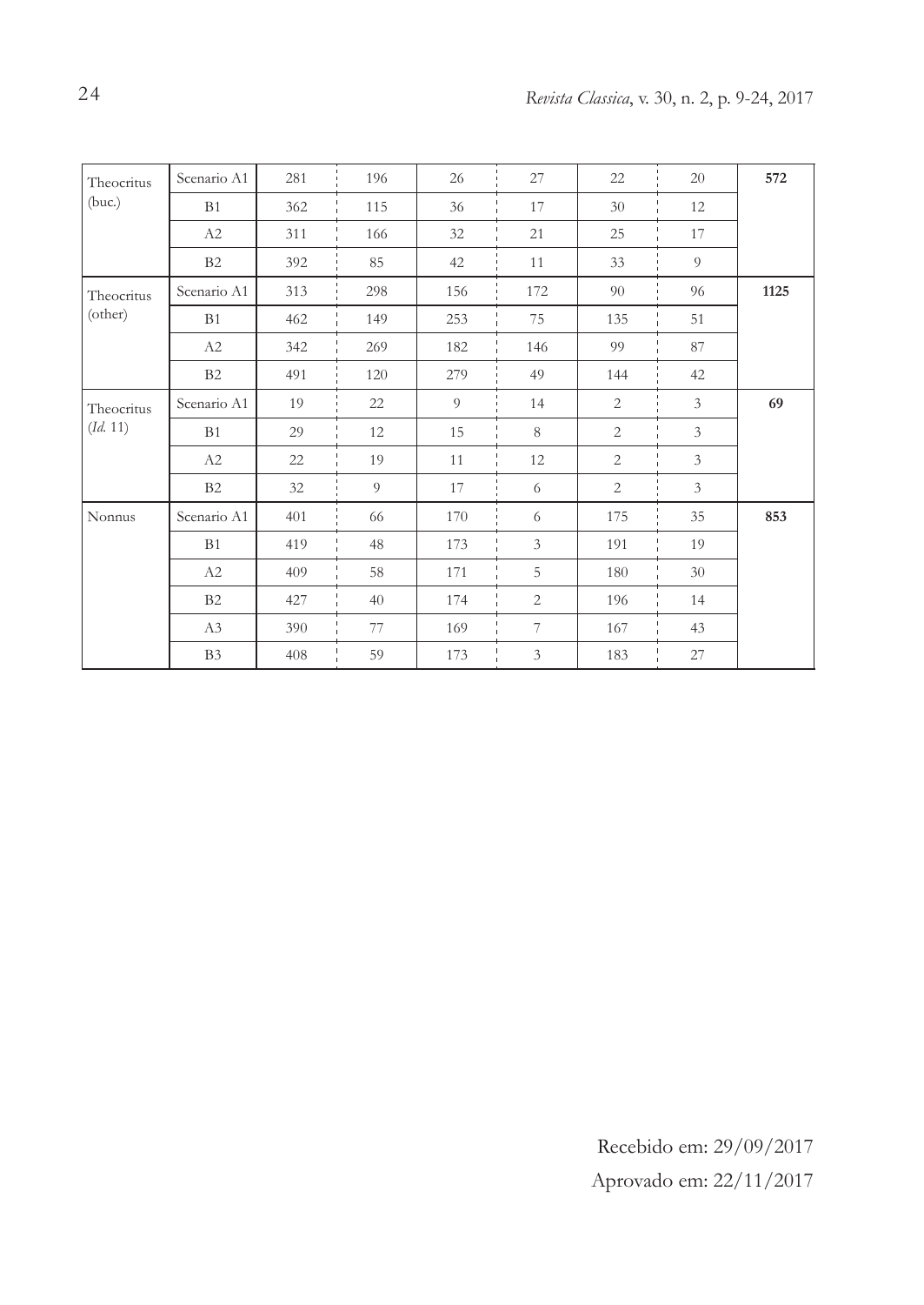| | | | | | | | | |
|---|---|---|---|---|---|---|---|---|
| Theocritus (buc.) | Scenario A1 | 281 | 196 | 26 | 27 | 22 | 20 | **572** |
| | B1 | 362 | 115 | 36 | 17 | 30 | 12 | |
| | A2 | 311 | 166 | 32 | 21 | 25 | 17 | |
| | B2 | 392 | 85 | 42 | 11 | 33 | 9 | |
| Theocritus (other) | Scenario A1 | 313 | 298 | 156 | 172 | 90 | 96 | **1125** |
| | B1 | 462 | 149 | 253 | 75 | 135 | 51 | |
| | A2 | 342 | 269 | 182 | 146 | 99 | 87 | |
| | B2 | 491 | 120 | 279 | 49 | 144 | 42 | |
| Theocritus (*Id.* 11) | Scenario A1 | 19 | 22 | 9 | 14 | 2 | 3 | **69** |
| | B1 | 29 | 12 | 15 | 8 | 2 | 3 | |
| | A2 | 22 | 19 | 11 | 12 | 2 | 3 | |
| | B2 | 32 | 9 | 17 | 6 | 2 | 3 | |
| Nonnus | Scenario A1 | 401 | 66 | 170 | 6 | 175 | 35 | **853** |
| | B1 | 419 | 48 | 173 | 3 | 191 | 19 | |
| | A2 | 409 | 58 | 171 | 5 | 180 | 30 | |
| | B2 | 427 | 40 | 174 | 2 | 196 | 14 | |
| | A3 | 390 | 77 | 169 | 7 | 167 | 43 | |
| | B3 | 408 | 59 | 173 | 3 | 183 | 27 | |

Recebido em: 29/09/2017

Aprovado em: 22/11/2017